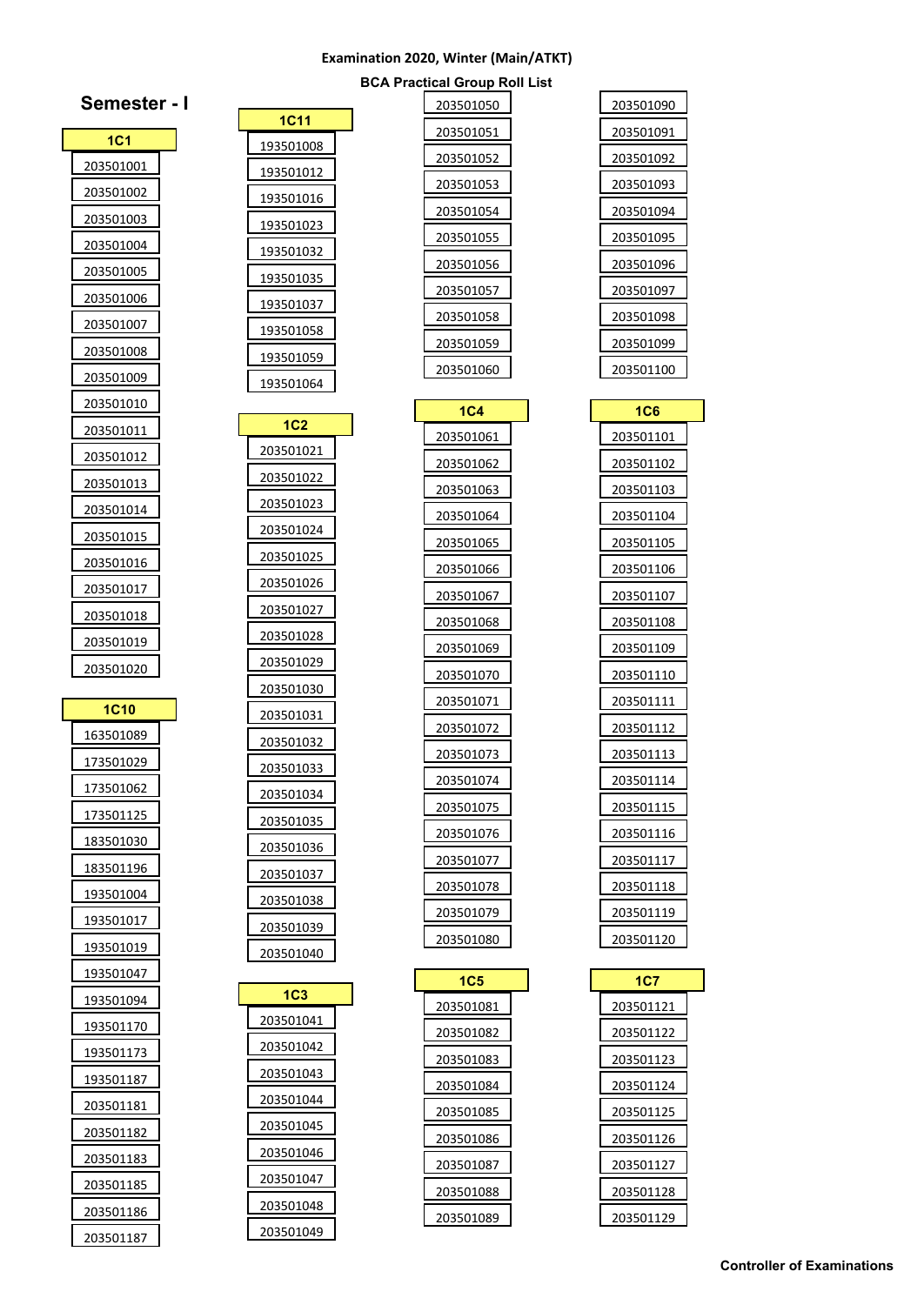**Examination 2020, Winter (Main/ATKT)**

**BCA Practical Group Roll List**

## Semester - I

| 1C1 |
| --- |
| 203501001 |
| 203501002 |
| 203501003 |
| 203501004 |
| 203501005 |
| 203501006 |
| 203501007 |
| 203501008 |
| 203501009 |
| 203501010 |
| 203501011 |
| 203501012 |
| 203501013 |
| 203501014 |
| 203501015 |
| 203501016 |
| 203501017 |
| 203501018 |
| 203501019 |
| 203501020 |

| 1C10 |
| --- |
| 163501089 |
| 173501029 |
| 173501062 |
| 173501125 |
| 183501030 |
| 183501196 |
| 193501004 |
| 193501017 |
| 193501019 |
| 193501047 |
| 193501094 |
| 193501170 |
| 193501173 |
| 193501187 |
| 203501181 |
| 203501182 |
| 203501183 |
| 203501185 |
| 203501186 |
| 203501187 |

| 1C11 |
| --- |
| 193501008 |
| 193501012 |
| 193501016 |
| 193501023 |
| 193501032 |
| 193501035 |
| 193501037 |
| 193501058 |
| 193501059 |
| 193501064 |

| 1C2 |
| --- |
| 203501021 |
| 203501022 |
| 203501023 |
| 203501024 |
| 203501025 |
| 203501026 |
| 203501027 |
| 203501028 |
| 203501029 |
| 203501030 |
| 203501031 |
| 203501032 |
| 203501033 |
| 203501034 |
| 203501035 |
| 203501036 |
| 203501037 |
| 203501038 |
| 203501039 |
| 203501040 |

| 1C3 |
| --- |
| 203501041 |
| 203501042 |
| 203501043 |
| 203501044 |
| 203501045 |
| 203501046 |
| 203501047 |
| 203501048 |
| 203501049 |
| 203501050 |
| 203501051 |
| 203501052 |
| 203501053 |
| 203501054 |
| 203501055 |
| 203501056 |
| 203501057 |
| 203501058 |
| 203501059 |
| 203501060 |

| 1C4 |
| --- |
| 203501061 |
| 203501062 |
| 203501063 |
| 203501064 |
| 203501065 |
| 203501066 |
| 203501067 |
| 203501068 |
| 203501069 |
| 203501070 |
| 203501071 |
| 203501072 |
| 203501073 |
| 203501074 |
| 203501075 |
| 203501076 |
| 203501077 |
| 203501078 |
| 203501079 |
| 203501080 |

| 1C5 |
| --- |
| 203501081 |
| 203501082 |
| 203501083 |
| 203501084 |
| 203501085 |
| 203501086 |
| 203501087 |
| 203501088 |
| 203501089 |
| 203501090 |
| 203501091 |
| 203501092 |
| 203501093 |
| 203501094 |
| 203501095 |
| 203501096 |
| 203501097 |
| 203501098 |
| 203501099 |
| 203501100 |

| 1C6 |
| --- |
| 203501101 |
| 203501102 |
| 203501103 |
| 203501104 |
| 203501105 |
| 203501106 |
| 203501107 |
| 203501108 |
| 203501109 |
| 203501110 |
| 203501111 |
| 203501112 |
| 203501113 |
| 203501114 |
| 203501115 |
| 203501116 |
| 203501117 |
| 203501118 |
| 203501119 |
| 203501120 |

| 1C7 |
| --- |
| 203501121 |
| 203501122 |
| 203501123 |
| 203501124 |
| 203501125 |
| 203501126 |
| 203501127 |
| 203501128 |
| 203501129 |

**Controller of Examinations**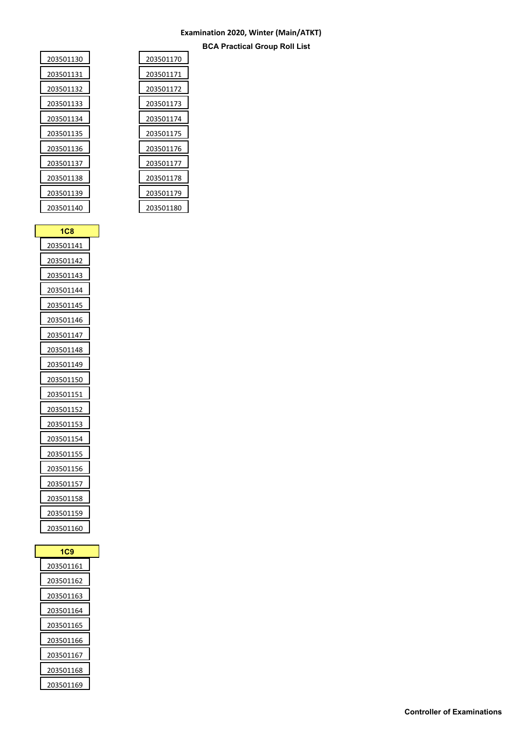**Examination 2020, Winter (Main/ATKT)**

**BCA Practical Group Roll List**

| | |
|---|---|
| 203501130 | 203501170 |
| 203501131 | 203501171 |
| 203501132 | 203501172 |
| 203501133 | 203501173 |
| 203501134 | 203501174 |
| 203501135 | 203501175 |
| 203501136 | 203501176 |
| 203501137 | 203501177 |
| 203501138 | 203501178 |
| 203501139 | 203501179 |
| 203501140 | 203501180 |

| 1C8 |
|---|
| 203501141 |
| 203501142 |
| 203501143 |
| 203501144 |
| 203501145 |
| 203501146 |
| 203501147 |
| 203501148 |
| 203501149 |
| 203501150 |
| 203501151 |
| 203501152 |
| 203501153 |
| 203501154 |
| 203501155 |
| 203501156 |
| 203501157 |
| 203501158 |
| 203501159 |
| 203501160 |

| 1C9 |
|---|
| 203501161 |
| 203501162 |
| 203501163 |
| 203501164 |
| 203501165 |
| 203501166 |
| 203501167 |
| 203501168 |
| 203501169 |

**Controller of Examinations**